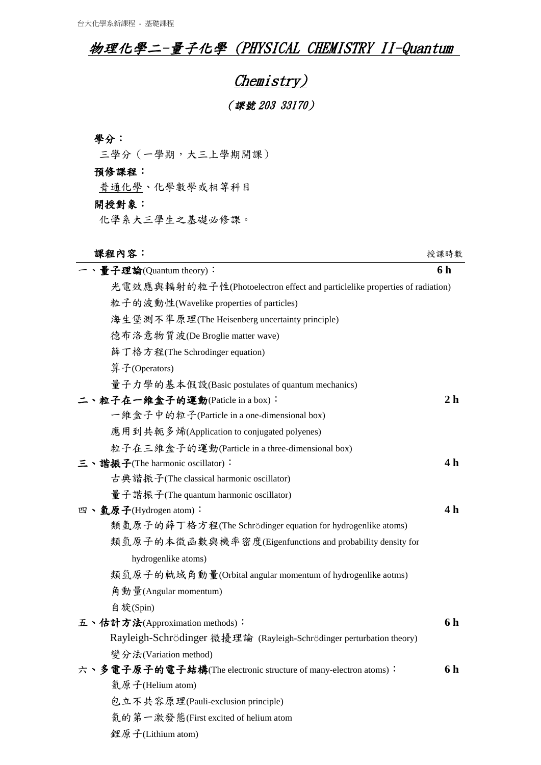# 物理化學二-量子化學（PHYSICAL CHEMISTRY II-Quantum Chemistry）

（課號 203 33170）

**學分：**

三學分（一學期，大三上學期開課）

**預修課程：**

普通化學、化學數學或相等科目

**開授對象：**

化學系大三學生之基礎必修課。

**課程內容：** 授課時數

**一、量子理論**(Quantum theory)： **6 h**

- 光電效應與輻射的粒子性(Photoelectron effect and particlelike properties of radiation)
- 粒子的波動性(Wavelike properties of particles)
- 海生堡測不準原理(The Heisenberg uncertainty principle)
- 德布洛意物質波(De Broglie matter wave)
- 薛丁格方程(The Schrodinger equation)
- 算子(Operators)
- 量子力學的基本假設(Basic postulates of quantum mechanics)

**二、粒子在一維盒子的運動**(Paticle in a box)： **2 h**

- 一維盒子中的粒子(Particle in a one-dimensional box)
- 應用到共軛多烯(Application to conjugated polyenes)
- 粒子在三維盒子的運動(Particle in a three-dimensional box)

**三、諧振子**(The harmonic oscillator)： **4 h**

- 古典諧振子(The classical harmonic oscillator)
- 量子諧振子(The quantum harmonic oscillator)

**四、氫原子**(Hydrogen atom)： **4 h**

- 類氫原子的薛丁格方程(The Schrödinger equation for hydrogenlike atoms)
- 類氫原子的本徵函數與機率密度(Eigenfunctions and probability density for hydrogenlike atoms)
- 類氫原子的軌域角動量(Orbital angular momentum of hydrogenlike aotms)
- 角動量(Angular momentum)
- 自旋(Spin)

**五、估計方法**(Approximation methods)： **6 h**

- Rayleigh-Schrödinger 微擾理論 (Rayleigh-Schrödinger perturbation theory)
- 變分法(Variation method)

**六、多電子原子的電子結構**(The electronic structure of many-electron atoms)： **6 h**

- 氦原子(Helium atom)
- 包立不共容原理(Pauli-exclusion principle)
- 氦的第一激發態(First excited of helium atom
- 鋰原子(Lithium atom)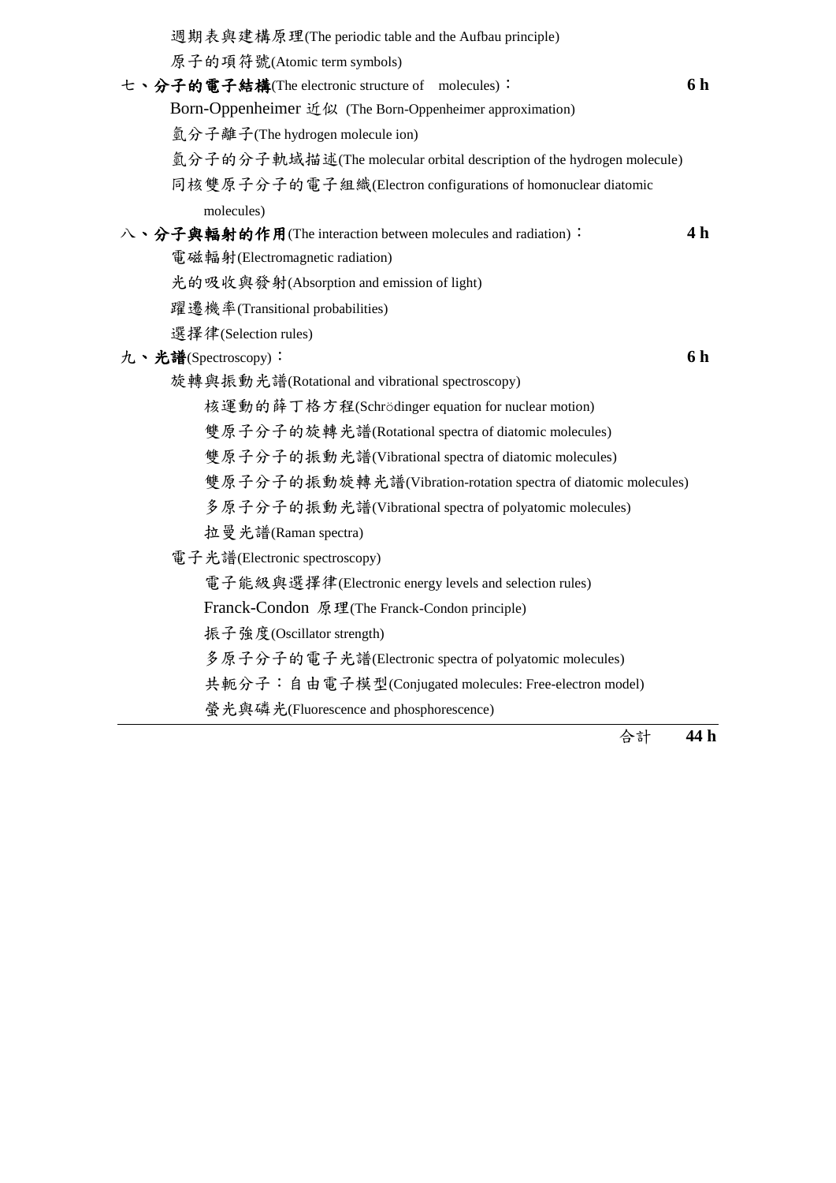週期表與建構原理(The periodic table and the Aufbau principle)

原子的項符號(Atomic term symbols)

**七、分子的電子結構**(The electronic structure of molecules)： **6 h**

Born-Oppenheimer 近似 (The Born-Oppenheimer approximation)

氫分子離子(The hydrogen molecule ion)

氫分子的分子軌域描述(The molecular orbital description of the hydrogen molecule)

同核雙原子分子的電子組織(Electron configurations of homonuclear diatomic molecules)

**八、分子與輻射的作用**(The interaction between molecules and radiation)： **4 h**

電磁輻射(Electromagnetic radiation)

光的吸收與發射(Absorption and emission of light)

躍遷機率(Transitional probabilities)

選擇律(Selection rules)

**九、光譜**(Spectroscopy)： **6 h**

旋轉與振動光譜(Rotational and vibrational spectroscopy)

- 核運動的薛丁格方程(Schrödinger equation for nuclear motion)
- 雙原子分子的旋轉光譜(Rotational spectra of diatomic molecules)
- 雙原子分子的振動光譜(Vibrational spectra of diatomic molecules)
- 雙原子分子的振動旋轉光譜(Vibration-rotation spectra of diatomic molecules)
- 多原子分子的振動光譜(Vibrational spectra of polyatomic molecules)
- 拉曼光譜(Raman spectra)

電子光譜(Electronic spectroscopy)

- 電子能級與選擇律(Electronic energy levels and selection rules)
- Franck-Condon 原理(The Franck-Condon principle)
- 振子強度(Oscillator strength)
- 多原子分子的電子光譜(Electronic spectra of polyatomic molecules)
- 共軛分子：自由電子模型(Conjugated molecules: Free-electron model)
- 螢光與磷光(Fluorescence and phosphorescence)

---

合計 **44 h**